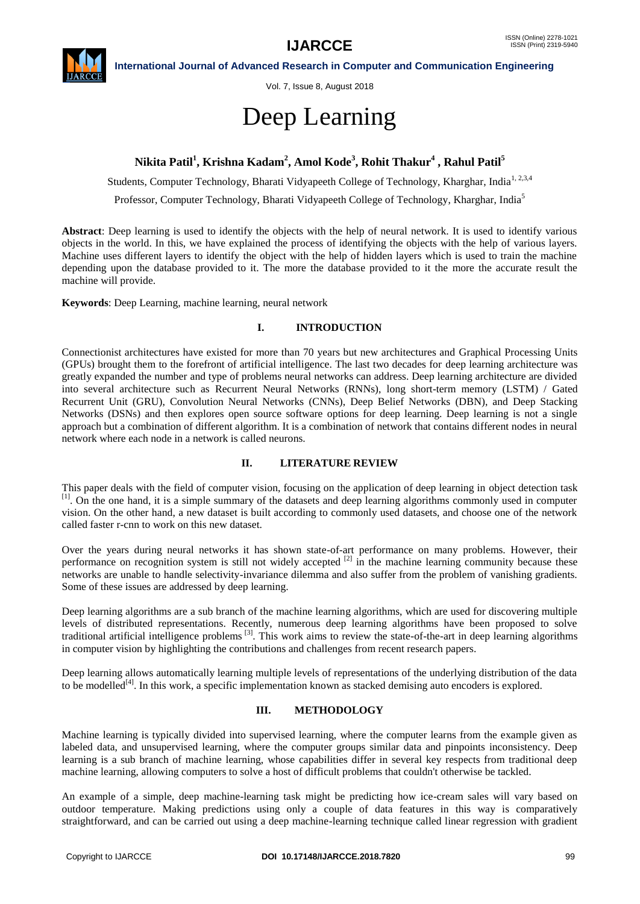# Deep Learning

**Nikita Patil[1], Krishna Kadam[2], Amol Kode[3], Rohit Thakur[4], Rahul Patil[5]**

Students, Computer Technology, Bharati Vidyapeeth College of Technology, Kharghar, India[1, 2,3,4]

Professor, Computer Technology, Bharati Vidyapeeth College of Technology, Kharghar, India[5]

**Abstract**: Deep learning is used to identify the objects with the help of neural network. It is used to identify various objects in the world. In this, we have explained the process of identifying the objects with the help of various layers. Machine uses different layers to identify the object with the help of hidden layers which is used to train the machine depending upon the database provided to it. The more the database provided to it the more the accurate result the machine will provide.

**Keywords**: Deep Learning, machine learning, neural network

## I. INTRODUCTION

Connectionist architectures have existed for more than 70 years but new architectures and Graphical Processing Units (GPUs) brought them to the forefront of artificial intelligence. The last two decades for deep learning architecture was greatly expanded the number and type of problems neural networks can address. Deep learning architecture are divided into several architecture such as Recurrent Neural Networks (RNNs), long short-term memory (LSTM) / Gated Recurrent Unit (GRU), Convolution Neural Networks (CNNs), Deep Belief Networks (DBN), and Deep Stacking Networks (DSNs) and then explores open source software options for deep learning. Deep learning is not a single approach but a combination of different algorithm. It is a combination of network that contains different nodes in neural network where each node in a network is called neurons.

## II. LITERATURE REVIEW

This paper deals with the field of computer vision, focusing on the application of deep learning in object detection task [1]. On the one hand, it is a simple summary of the datasets and deep learning algorithms commonly used in computer vision. On the other hand, a new dataset is built according to commonly used datasets, and choose one of the network called faster r-cnn to work on this new dataset.

Over the years during neural networks it has shown state-of-art performance on many problems. However, their performance on recognition system is still not widely accepted [2] in the machine learning community because these networks are unable to handle selectivity-invariance dilemma and also suffer from the problem of vanishing gradients. Some of these issues are addressed by deep learning.

Deep learning algorithms are a sub branch of the machine learning algorithms, which are used for discovering multiple levels of distributed representations. Recently, numerous deep learning algorithms have been proposed to solve traditional artificial intelligence problems [3]. This work aims to review the state-of-the-art in deep learning algorithms in computer vision by highlighting the contributions and challenges from recent research papers.

Deep learning allows automatically learning multiple levels of representations of the underlying distribution of the data to be modelled[4]. In this work, a specific implementation known as stacked demising auto encoders is explored.

## III. METHODOLOGY

Machine learning is typically divided into supervised learning, where the computer learns from the example given as labeled data, and unsupervised learning, where the computer groups similar data and pinpoints inconsistency. Deep learning is a sub branch of machine learning, whose capabilities differ in several key respects from traditional deep machine learning, allowing computers to solve a host of difficult problems that couldn't otherwise be tackled.

An example of a simple, deep machine-learning task might be predicting how ice-cream sales will vary based on outdoor temperature. Making predictions using only a couple of data features in this way is comparatively straightforward, and can be carried out using a deep machine-learning technique called linear regression with gradient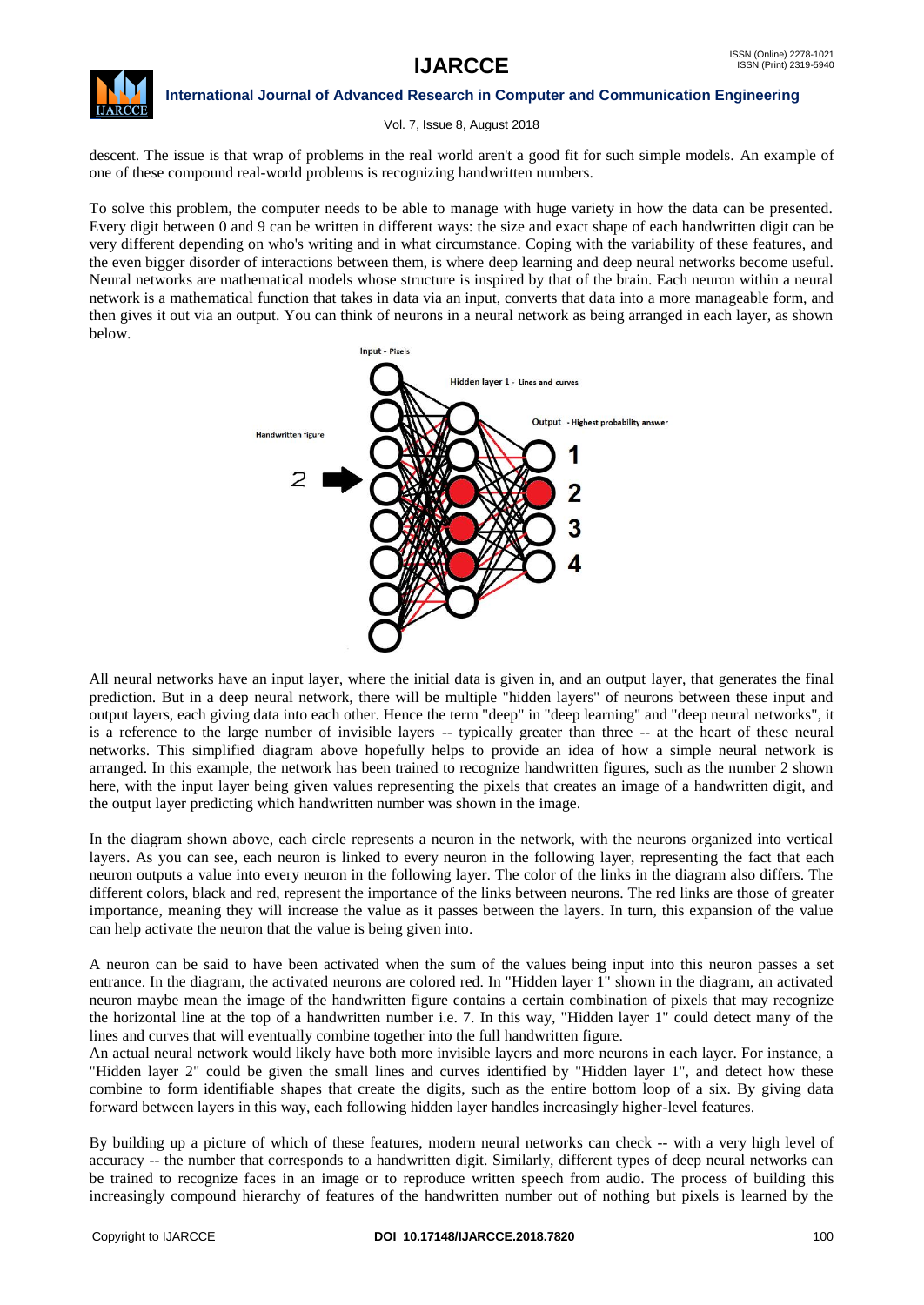descent. The issue is that wrap of problems in the real world aren't a good fit for such simple models. An example of one of these compound real-world problems is recognizing handwritten numbers.

To solve this problem, the computer needs to be able to manage with huge variety in how the data can be presented. Every digit between 0 and 9 can be written in different ways: the size and exact shape of each handwritten digit can be very different depending on who's writing and in what circumstance. Coping with the variability of these features, and the even bigger disorder of interactions between them, is where deep learning and deep neural networks become useful. Neural networks are mathematical models whose structure is inspired by that of the brain. Each neuron within a neural network is a mathematical function that takes in data via an input, converts that data into a more manageable form, and then gives it out via an output. You can think of neurons in a neural network as being arranged in each layer, as shown below.

All neural networks have an input layer, where the initial data is given in, and an output layer, that generates the final prediction. But in a deep neural network, there will be multiple "hidden layers" of neurons between these input and output layers, each giving data into each other. Hence the term "deep" in "deep learning" and "deep neural networks", it is a reference to the large number of invisible layers -- typically greater than three -- at the heart of these neural networks. This simplified diagram above hopefully helps to provide an idea of how a simple neural network is arranged. In this example, the network has been trained to recognize handwritten figures, such as the number 2 shown here, with the input layer being given values representing the pixels that creates an image of a handwritten digit, and the output layer predicting which handwritten number was shown in the image.

In the diagram shown above, each circle represents a neuron in the network, with the neurons organized into vertical layers. As you can see, each neuron is linked to every neuron in the following layer, representing the fact that each neuron outputs a value into every neuron in the following layer. The color of the links in the diagram also differs. The different colors, black and red, represent the importance of the links between neurons. The red links are those of greater importance, meaning they will increase the value as it passes between the layers. In turn, this expansion of the value can help activate the neuron that the value is being given into.

A neuron can be said to have been activated when the sum of the values being input into this neuron passes a set entrance. In the diagram, the activated neurons are colored red. In "Hidden layer 1" shown in the diagram, an activated neuron maybe mean the image of the handwritten figure contains a certain combination of pixels that may recognize the horizontal line at the top of a handwritten number i.e. 7. In this way, "Hidden layer 1" could detect many of the lines and curves that will eventually combine together into the full handwritten figure.

An actual neural network would likely have both more invisible layers and more neurons in each layer. For instance, a "Hidden layer 2" could be given the small lines and curves identified by "Hidden layer 1", and detect how these combine to form identifiable shapes that create the digits, such as the entire bottom loop of a six. By giving data forward between layers in this way, each following hidden layer handles increasingly higher-level features.

By building up a picture of which of these features, modern neural networks can check -- with a very high level of accuracy -- the number that corresponds to a handwritten digit. Similarly, different types of deep neural networks can be trained to recognize faces in an image or to reproduce written speech from audio. The process of building this increasingly compound hierarchy of features of the handwritten number out of nothing but pixels is learned by the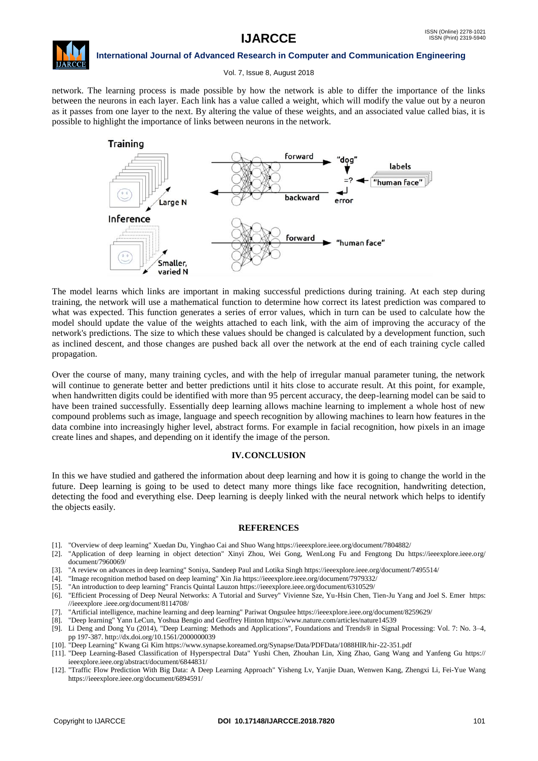network. The learning process is made possible by how the network is able to differ the importance of the links between the neurons in each layer. Each link has a value called a weight, which will modify the value out by a neuron as it passes from one layer to the next. By altering the value of these weights, and an associated value called bias, it is possible to highlight the importance of links between neurons in the network.

Training

forward

"dog"

labels

=?

"human face"

Large N

backward

error

Inference

forward

"human face"

Smaller, varied N

The model learns which links are important in making successful predictions during training. At each step during training, the network will use a mathematical function to determine how correct its latest prediction was compared to what was expected. This function generates a series of error values, which in turn can be used to calculate how the model should update the value of the weights attached to each link, with the aim of improving the accuracy of the network's predictions. The size to which these values should be changed is calculated by a development function, such as inclined descent, and those changes are pushed back all over the network at the end of each training cycle called propagation.

Over the course of many, many training cycles, and with the help of irregular manual parameter tuning, the network will continue to generate better and better predictions until it hits close to accurate result. At this point, for example, when handwritten digits could be identified with more than 95 percent accuracy, the deep-learning model can be said to have been trained successfully. Essentially deep learning allows machine learning to implement a whole host of new compound problems such as image, language and speech recognition by allowing machines to learn how features in the data combine into increasingly higher level, abstract forms. For example in facial recognition, how pixels in an image create lines and shapes, and depending on it identify the image of the person.

## IV. CONCLUSION

In this we have studied and gathered the information about deep learning and how it is going to change the world in the future. Deep learning is going to be used to detect many more things like face recognition, handwriting detection, detecting the food and everything else. Deep learning is deeply linked with the neural network which helps to identify the objects easily.

## REFERENCES

[1]. "Overview of deep learning" Xuedan Du, Yinghao Cai and Shuo Wang https://ieeexplore.ieee.org/document/7804882/

[2]. "Application of deep learning in object detection" Xinyi Zhou, Wei Gong, WenLong Fu and Fengtong Du https://ieeexplore.ieee.org/document/7960069/

[3]. "A review on advances in deep learning" Soniya, Sandeep Paul and Lotika Singh https://ieeexplore.ieee.org/document/7495514/

[4]. "Image recognition method based on deep learning" Xin Jia https://ieeexplore.ieee.org/document/7979332/

[5]. "An introduction to deep learning" Francis Quintal Lauzon https://ieeexplore.ieee.org/document/6310529/

[6]. "Efficient Processing of Deep Neural Networks: A Tutorial and Survey" Vivienne Sze, Yu-Hsin Chen, Tien-Ju Yang and Joel S. Emer https://ieeexplore.ieee.org/document/8114708/

[7]. "Artificial intelligence, machine learning and deep learning" Pariwat Ongsulee https://ieeexplore.ieee.org/document/8259629/

[8]. "Deep learning" Yann LeCun, Yoshua Bengio and Geoffrey Hinton https://www.nature.com/articles/nature14539

[9]. Li Deng and Dong Yu (2014), "Deep Learning: Methods and Applications", Foundations and Trends® in Signal Processing: Vol. 7: No. 3–4, pp 197-387. http://dx.doi.org/10.1561/2000000039

[10]. "Deep Learning" Kwang Gi Kim https://www.synapse.koreamed.org/Synapse/Data/PDFData/1088HIR/hir-22-351.pdf

[11]. "Deep Learning-Based Classification of Hyperspectral Data" Yushi Chen, Zhouhan Lin, Xing Zhao, Gang Wang and Yanfeng Gu https://ieeexplore.ieee.org/abstract/document/6844831/

[12]. "Traffic Flow Prediction With Big Data: A Deep Learning Approach" Yisheng Lv, Yanjie Duan, Wenwen Kang, Zhengxi Li, Fei-Yue Wang https://ieeexplore.ieee.org/document/6894591/